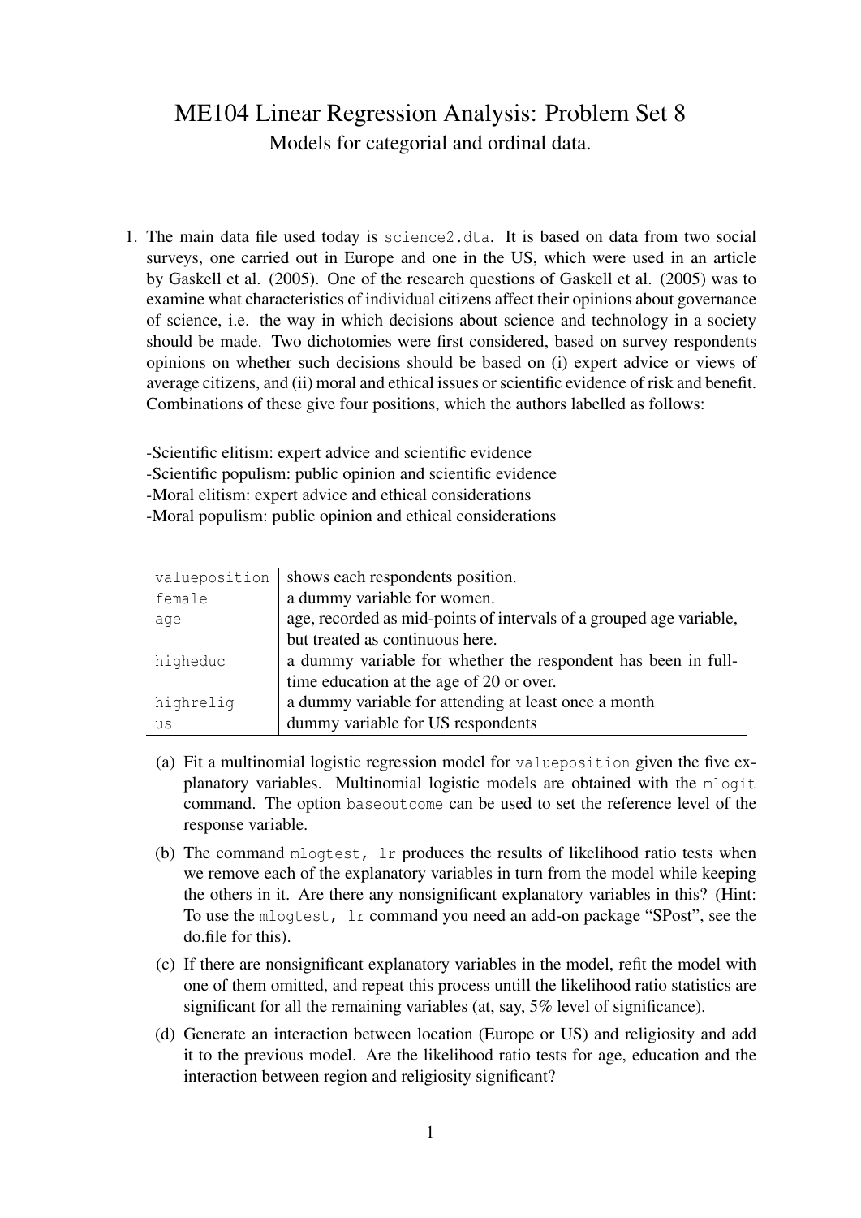# ME104 Linear Regression Analysis: Problem Set 8

Models for categorial and ordinal data.

1. The main data file used today is `science2.dta`. It is based on data from two social surveys, one carried out in Europe and one in the US, which were used in an article by Gaskell et al. (2005). One of the research questions of Gaskell et al. (2005) was to examine what characteristics of individual citizens affect their opinions about governance of science, i.e. the way in which decisions about science and technology in a society should be made. Two dichotomies were first considered, based on survey respondents opinions on whether such decisions should be based on (i) expert advice or views of average citizens, and (ii) moral and ethical issues or scientific evidence of risk and benefit. Combinations of these give four positions, which the authors labelled as follows:

   -Scientific elitism: expert advice and scientific evidence
   -Scientific populism: public opinion and scientific evidence
   -Moral elitism: expert advice and ethical considerations
   -Moral populism: public opinion and ethical considerations

   | | |
   |---|---|
   | `valueposition` | shows each respondents position. |
   | `female` | a dummy variable for women. |
   | `age` | age, recorded as mid-points of intervals of a grouped age variable, but treated as continuous here. |
   | `higheduc` | a dummy variable for whether the respondent has been in full-time education at the age of 20 or over. |
   | `highrelig` | a dummy variable for attending at least once a month |
   | `us` | dummy variable for US respondents |

   (a) Fit a multinomial logistic regression model for `valueposition` given the five explanatory variables. Multinomial logistic models are obtained with the `mlogit` command. The option `baseoutcome` can be used to set the reference level of the response variable.

   (b) The command `mlogtest, lr` produces the results of likelihood ratio tests when we remove each of the explanatory variables in turn from the model while keeping the others in it. Are there any nonsignificant explanatory variables in this? (Hint: To use the `mlogtest, lr` command you need an add-on package "SPost", see the do.file for this).

   (c) If there are nonsignificant explanatory variables in the model, refit the model with one of them omitted, and repeat this process untill the likelihood ratio statistics are significant for all the remaining variables (at, say, 5% level of significance).

   (d) Generate an interaction between location (Europe or US) and religiosity and add it to the previous model. Are the likelihood ratio tests for age, education and the interaction between region and religiosity significant?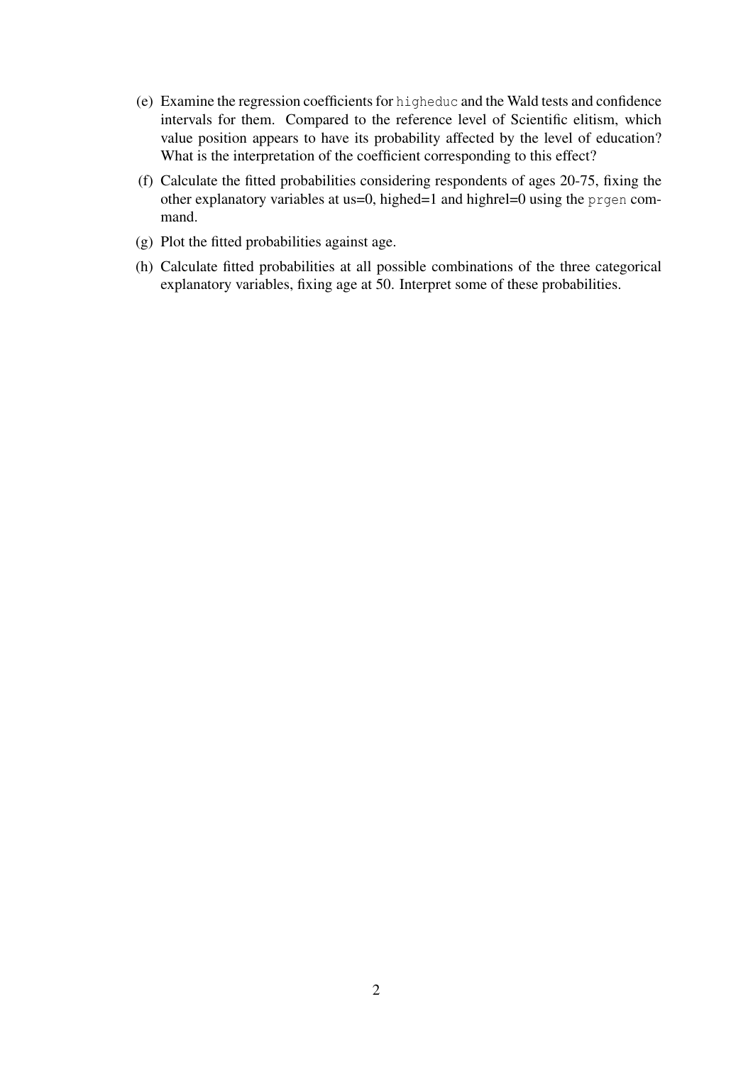(e) Examine the regression coefficients for `higheduc` and the Wald tests and confidence intervals for them. Compared to the reference level of Scientific elitism, which value position appears to have its probability affected by the level of education? What is the interpretation of the coefficient corresponding to this effect?

(f) Calculate the fitted probabilities considering respondents of ages 20-75, fixing the other explanatory variables at us=0, highed=1 and highrel=0 using the `prgen` command.

(g) Plot the fitted probabilities against age.

(h) Calculate fitted probabilities at all possible combinations of the three categorical explanatory variables, fixing age at 50. Interpret some of these probabilities.